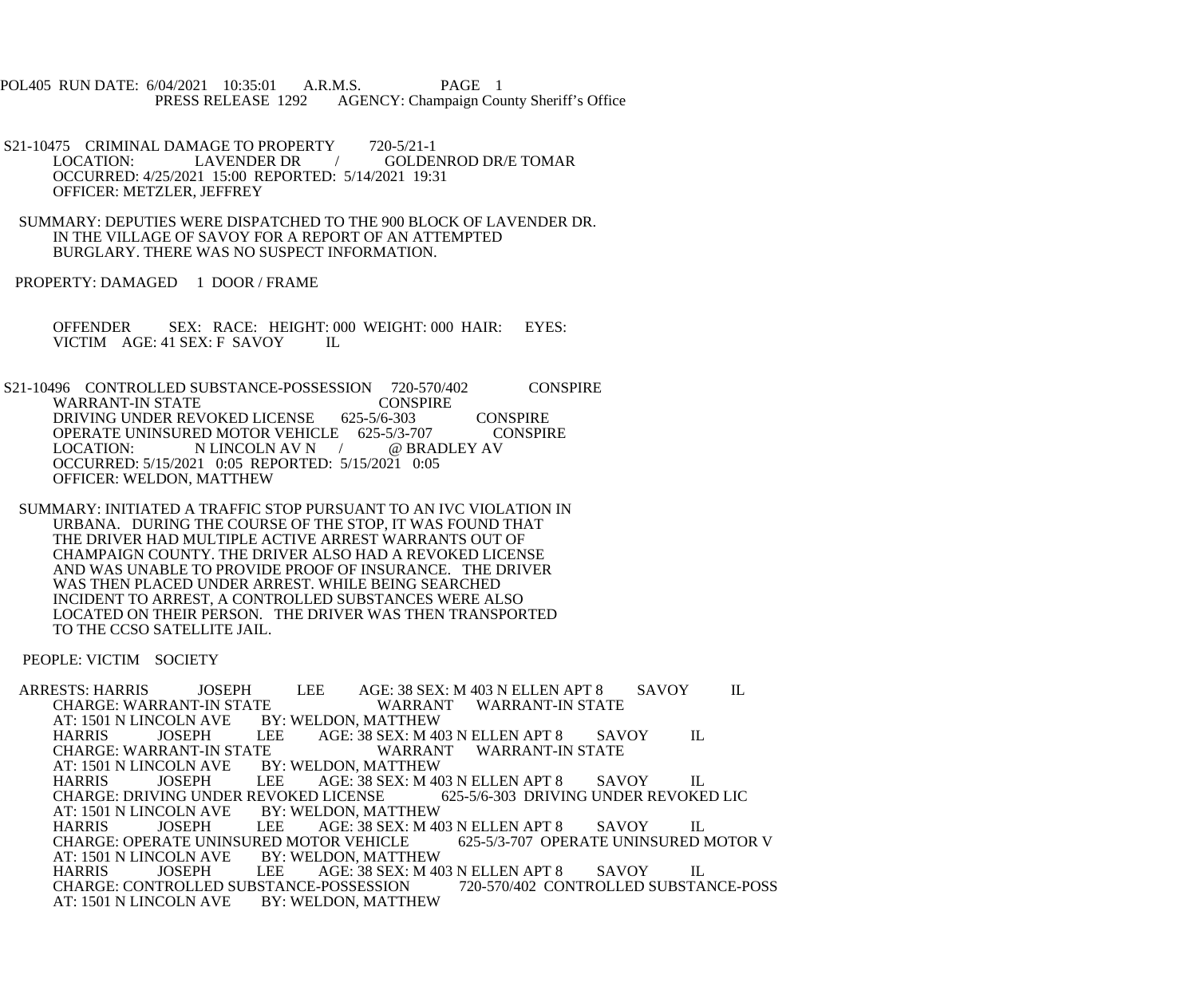POL405 RUN DATE: 6/04/2021 10:35:01 A.R.M.S. PAGE 1
PRESS RELEASE 1292 AGENCY: Champaign County Sheriff's Office

S21-10475 CRIMINAL DAMAGE TO PROPERTY 720-5/21-1
LOCATION: LAVENDER DR / GOLDENROD DR/E TOMAR
OCCURRED: 4/25/2021 15:00 REPORTED: 5/14/2021 19:31
OFFICER: METZLER, JEFFREY

SUMMARY: DEPUTIES WERE DISPATCHED TO THE 900 BLOCK OF LAVENDER DR. IN THE VILLAGE OF SAVOY FOR A REPORT OF AN ATTEMPTED BURGLARY. THERE WAS NO SUSPECT INFORMATION.

PROPERTY: DAMAGED 1 DOOR / FRAME

OFFENDER SEX: RACE: HEIGHT: 000 WEIGHT: 000 HAIR: EYES:
VICTIM AGE: 41 SEX: F SAVOY IL

S21-10496 CONTROLLED SUBSTANCE-POSSESSION 720-570/402 CONSPIRE
WARRANT-IN STATE CONSPIRE
DRIVING UNDER REVOKED LICENSE 625-5/6-303 CONSPIRE
OPERATE UNINSURED MOTOR VEHICLE 625-5/3-707 CONSPIRE
LOCATION: N LINCOLN AV N / @ BRADLEY AV
OCCURRED: 5/15/2021 0:05 REPORTED: 5/15/2021 0:05
OFFICER: WELDON, MATTHEW

SUMMARY: INITIATED A TRAFFIC STOP PURSUANT TO AN IVC VIOLATION IN URBANA. DURING THE COURSE OF THE STOP, IT WAS FOUND THAT THE DRIVER HAD MULTIPLE ACTIVE ARREST WARRANTS OUT OF CHAMPAIGN COUNTY. THE DRIVER ALSO HAD A REVOKED LICENSE AND WAS UNABLE TO PROVIDE PROOF OF INSURANCE. THE DRIVER WAS THEN PLACED UNDER ARREST. WHILE BEING SEARCHED INCIDENT TO ARREST, A CONTROLLED SUBSTANCES WERE ALSO LOCATED ON THEIR PERSON. THE DRIVER WAS THEN TRANSPORTED TO THE CCSO SATELLITE JAIL.

PEOPLE: VICTIM SOCIETY

ARRESTS: HARRIS JOSEPH LEE AGE: 38 SEX: M 403 N ELLEN APT 8 SAVOY IL
CHARGE: WARRANT-IN STATE WARRANT WARRANT-IN STATE
AT: 1501 N LINCOLN AVE BY: WELDON, MATTHEW
HARRIS JOSEPH LEE AGE: 38 SEX: M 403 N ELLEN APT 8 SAVOY IL
CHARGE: WARRANT-IN STATE WARRANT WARRANT-IN STATE
AT: 1501 N LINCOLN AVE BY: WELDON, MATTHEW
HARRIS JOSEPH LEE AGE: 38 SEX: M 403 N ELLEN APT 8 SAVOY IL
CHARGE: DRIVING UNDER REVOKED LICENSE 625-5/6-303 DRIVING UNDER REVOKED LIC
AT: 1501 N LINCOLN AVE BY: WELDON, MATTHEW
HARRIS JOSEPH LEE AGE: 38 SEX: M 403 N ELLEN APT 8 SAVOY IL
CHARGE: OPERATE UNINSURED MOTOR VEHICLE 625-5/3-707 OPERATE UNINSURED MOTOR V
AT: 1501 N LINCOLN AVE BY: WELDON, MATTHEW
HARRIS JOSEPH LEE AGE: 38 SEX: M 403 N ELLEN APT 8 SAVOY IL
CHARGE: CONTROLLED SUBSTANCE-POSSESSION 720-570/402 CONTROLLED SUBSTANCE-POSS
AT: 1501 N LINCOLN AVE BY: WELDON, MATTHEW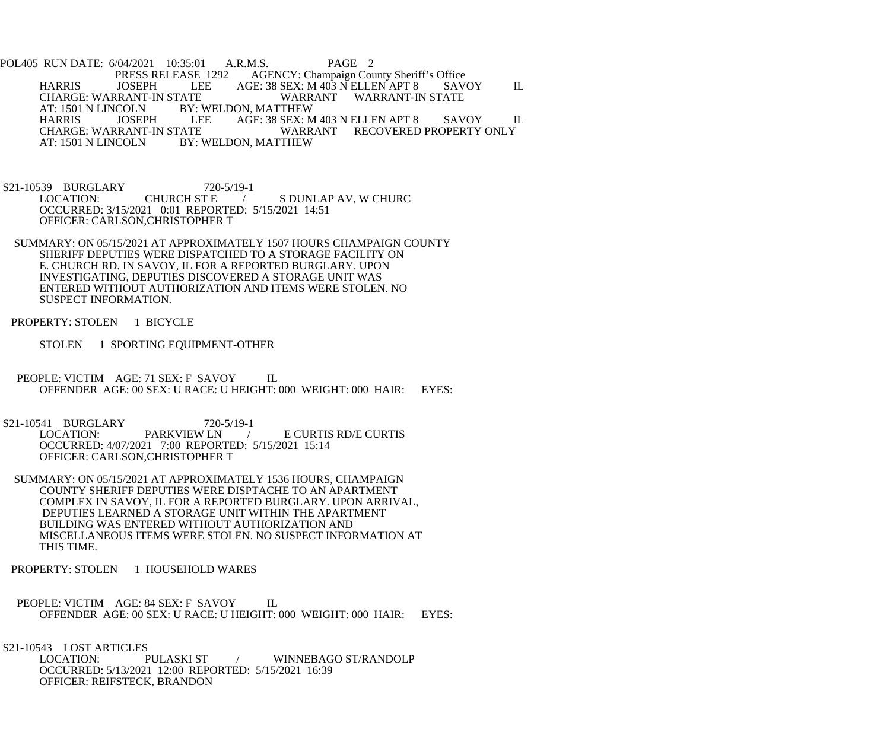HARRIS JOSEPH LEE AGE: 38 SEX: M 403 N ELLEN APT 8 SAVOY IL
CHARGE: WARRANT-IN STATE WARRANT WARRANT-IN STATE
AT: 1501 N LINCOLN BY: WELDON, MATTHEW
HARRIS JOSEPH LEE AGE: 38 SEX: M 403 N ELLEN APT 8 SAVOY IL
CHARGE: WARRANT-IN STATE WARRANT RECOVERED PROPERTY ONLY
AT: 1501 N LINCOLN BY: WELDON, MATTHEW

S21-10539 BURGLARY 720-5/19-1
LOCATION: CHURCH ST E / S DUNLAP AV, W CHURC
OCCURRED: 3/15/2021 0:01 REPORTED: 5/15/2021 14:51
OFFICER: CARLSON,CHRISTOPHER T

SUMMARY: ON 05/15/2021 AT APPROXIMATELY 1507 HOURS CHAMPAIGN COUNTY SHERIFF DEPUTIES WERE DISPATCHED TO A STORAGE FACILITY ON E. CHURCH RD. IN SAVOY, IL FOR A REPORTED BURGLARY. UPON INVESTIGATING, DEPUTIES DISCOVERED A STORAGE UNIT WAS ENTERED WITHOUT AUTHORIZATION AND ITEMS WERE STOLEN. NO SUSPECT INFORMATION.

PROPERTY: STOLEN 1 BICYCLE

STOLEN 1 SPORTING EQUIPMENT-OTHER

PEOPLE: VICTIM AGE: 71 SEX: F SAVOY IL
OFFENDER AGE: 00 SEX: U RACE: U HEIGHT: 000 WEIGHT: 000 HAIR: EYES:

S21-10541 BURGLARY 720-5/19-1
LOCATION: PARKVIEW LN / E CURTIS RD/E CURTIS
OCCURRED: 4/07/2021 7:00 REPORTED: 5/15/2021 15:14
OFFICER: CARLSON,CHRISTOPHER T

SUMMARY: ON 05/15/2021 AT APPROXIMATELY 1536 HOURS, CHAMPAIGN COUNTY SHERIFF DEPUTIES WERE DISPTACHE TO AN APARTMENT COMPLEX IN SAVOY, IL FOR A REPORTED BURGLARY. UPON ARRIVAL, DEPUTIES LEARNED A STORAGE UNIT WITHIN THE APARTMENT BUILDING WAS ENTERED WITHOUT AUTHORIZATION AND MISCELLANEOUS ITEMS WERE STOLEN. NO SUSPECT INFORMATION AT THIS TIME.

PROPERTY: STOLEN 1 HOUSEHOLD WARES

PEOPLE: VICTIM AGE: 84 SEX: F SAVOY IL
OFFENDER AGE: 00 SEX: U RACE: U HEIGHT: 000 WEIGHT: 000 HAIR: EYES:

S21-10543 LOST ARTICLES
LOCATION: PULASKI ST / WINNEBAGO ST/RANDOLP
OCCURRED: 5/13/2021 12:00 REPORTED: 5/15/2021 16:39
OFFICER: REIFSTECK, BRANDON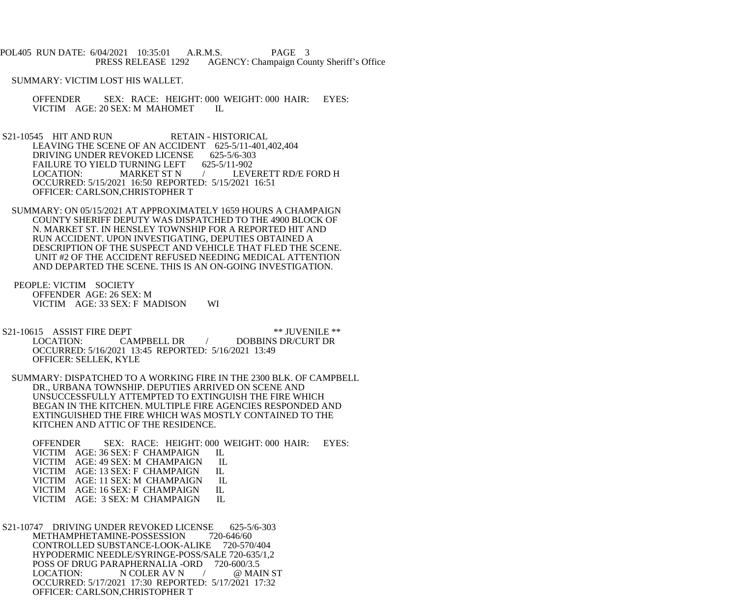SUMMARY: VICTIM LOST HIS WALLET.

OFFENDER SEX: RACE: HEIGHT: 000 WEIGHT: 000 HAIR: EYES:
VICTIM AGE: 20 SEX: M MAHOMET IL

S21-10545 HIT AND RUN RETAIN - HISTORICAL
LEAVING THE SCENE OF AN ACCIDENT 625-5/11-401,402,404
DRIVING UNDER REVOKED LICENSE 625-5/6-303
FAILURE TO YIELD TURNING LEFT 625-5/11-902
LOCATION: MARKET ST N / LEVERETT RD/E FORD H
OCCURRED: 5/15/2021 16:50 REPORTED: 5/15/2021 16:51
OFFICER: CARLSON,CHRISTOPHER T

SUMMARY: ON 05/15/2021 AT APPROXIMATELY 1659 HOURS A CHAMPAIGN COUNTY SHERIFF DEPUTY WAS DISPATCHED TO THE 4900 BLOCK OF N. MARKET ST. IN HENSLEY TOWNSHIP FOR A REPORTED HIT AND RUN ACCIDENT. UPON INVESTIGATING, DEPUTIES OBTAINED A DESCRIPTION OF THE SUSPECT AND VEHICLE THAT FLED THE SCENE. UNIT #2 OF THE ACCIDENT REFUSED NEEDING MEDICAL ATTENTION AND DEPARTED THE SCENE. THIS IS AN ON-GOING INVESTIGATION.

PEOPLE: VICTIM SOCIETY
OFFENDER AGE: 26 SEX: M
VICTIM AGE: 33 SEX: F MADISON WI

S21-10615 ASSIST FIRE DEPT ** JUVENILE **
LOCATION: CAMPBELL DR / DOBBINS DR/CURT DR
OCCURRED: 5/16/2021 13:45 REPORTED: 5/16/2021 13:49
OFFICER: SELLEK, KYLE

SUMMARY: DISPATCHED TO A WORKING FIRE IN THE 2300 BLK. OF CAMPBELL DR., URBANA TOWNSHIP. DEPUTIES ARRIVED ON SCENE AND UNSUCCESSFULLY ATTEMPTED TO EXTINGUISH THE FIRE WHICH BEGAN IN THE KITCHEN. MULTIPLE FIRE AGENCIES RESPONDED AND EXTINGUISHED THE FIRE WHICH WAS MOSTLY CONTAINED TO THE KITCHEN AND ATTIC OF THE RESIDENCE.

OFFENDER SEX: RACE: HEIGHT: 000 WEIGHT: 000 HAIR: EYES:
VICTIM AGE: 36 SEX: F CHAMPAIGN IL
VICTIM AGE: 49 SEX: M CHAMPAIGN IL
VICTIM AGE: 13 SEX: F CHAMPAIGN IL
VICTIM AGE: 11 SEX: M CHAMPAIGN IL
VICTIM AGE: 16 SEX: F CHAMPAIGN IL
VICTIM AGE: 3 SEX: M CHAMPAIGN IL

S21-10747 DRIVING UNDER REVOKED LICENSE 625-5/6-303
METHAMPHETAMINE-POSSESSION 720-646/60
CONTROLLED SUBSTANCE-LOOK-ALIKE 720-570/404
HYPODERMIC NEEDLE/SYRINGE-POSS/SALE 720-635/1,2
POSS OF DRUG PARAPHERNALIA -ORD 720-600/3.5
LOCATION: N COLER AV N / @ MAIN ST
OCCURRED: 5/17/2021 17:30 REPORTED: 5/17/2021 17:32
OFFICER: CARLSON,CHRISTOPHER T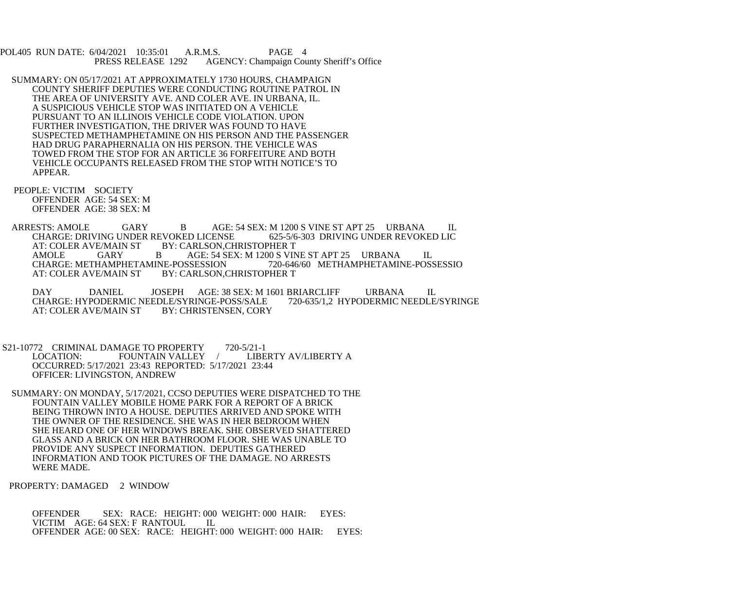SUMMARY: ON 05/17/2021 AT APPROXIMATELY 1730 HOURS, CHAMPAIGN COUNTY SHERIFF DEPUTIES WERE CONDUCTING ROUTINE PATROL IN THE AREA OF UNIVERSITY AVE. AND COLER AVE. IN URBANA, IL. A SUSPICIOUS VEHICLE STOP WAS INITIATED ON A VEHICLE PURSUANT TO AN ILLINOIS VEHICLE CODE VIOLATION. UPON FURTHER INVESTIGATION, THE DRIVER WAS FOUND TO HAVE SUSPECTED METHAMPHETAMINE ON HIS PERSON AND THE PASSENGER HAD DRUG PARAPHERNALIA ON HIS PERSON. THE VEHICLE WAS TOWED FROM THE STOP FOR AN ARTICLE 36 FORFEITURE AND BOTH VEHICLE OCCUPANTS RELEASED FROM THE STOP WITH NOTICE'S TO APPEAR.

PEOPLE: VICTIM SOCIETY
OFFENDER AGE: 54 SEX: M
OFFENDER AGE: 38 SEX: M

ARRESTS: AMOLE GARY B AGE: 54 SEX: M 1200 S VINE ST APT 25 URBANA IL
CHARGE: DRIVING UNDER REVOKED LICENSE 625-5/6-303 DRIVING UNDER REVOKED LIC
AT: COLER AVE/MAIN ST BY: CARLSON,CHRISTOPHER T
AMOLE GARY B AGE: 54 SEX: M 1200 S VINE ST APT 25 URBANA IL
CHARGE: METHAMPHETAMINE-POSSESSION 720-646/60 METHAMPHETAMINE-POSSESSIO
AT: COLER AVE/MAIN ST BY: CARLSON,CHRISTOPHER T

DAY DANIEL JOSEPH AGE: 38 SEX: M 1601 BRIARCLIFF URBANA IL
CHARGE: HYPODERMIC NEEDLE/SYRINGE-POSS/SALE 720-635/1,2 HYPODERMIC NEEDLE/SYRINGE
AT: COLER AVE/MAIN ST BY: CHRISTENSEN, CORY

S21-10772 CRIMINAL DAMAGE TO PROPERTY 720-5/21-1
LOCATION: FOUNTAIN VALLEY / LIBERTY AV/LIBERTY A
OCCURRED: 5/17/2021 23:43 REPORTED: 5/17/2021 23:44
OFFICER: LIVINGSTON, ANDREW

SUMMARY: ON MONDAY, 5/17/2021, CCSO DEPUTIES WERE DISPATCHED TO THE FOUNTAIN VALLEY MOBILE HOME PARK FOR A REPORT OF A BRICK BEING THROWN INTO A HOUSE. DEPUTIES ARRIVED AND SPOKE WITH THE OWNER OF THE RESIDENCE. SHE WAS IN HER BEDROOM WHEN SHE HEARD ONE OF HER WINDOWS BREAK. SHE OBSERVED SHATTERED GLASS AND A BRICK ON HER BATHROOM FLOOR. SHE WAS UNABLE TO PROVIDE ANY SUSPECT INFORMATION. DEPUTIES GATHERED INFORMATION AND TOOK PICTURES OF THE DAMAGE. NO ARRESTS WERE MADE.

PROPERTY: DAMAGED 2 WINDOW

OFFENDER SEX: RACE: HEIGHT: 000 WEIGHT: 000 HAIR: EYES:
VICTIM AGE: 64 SEX: F RANTOUL IL
OFFENDER AGE: 00 SEX: RACE: HEIGHT: 000 WEIGHT: 000 HAIR: EYES: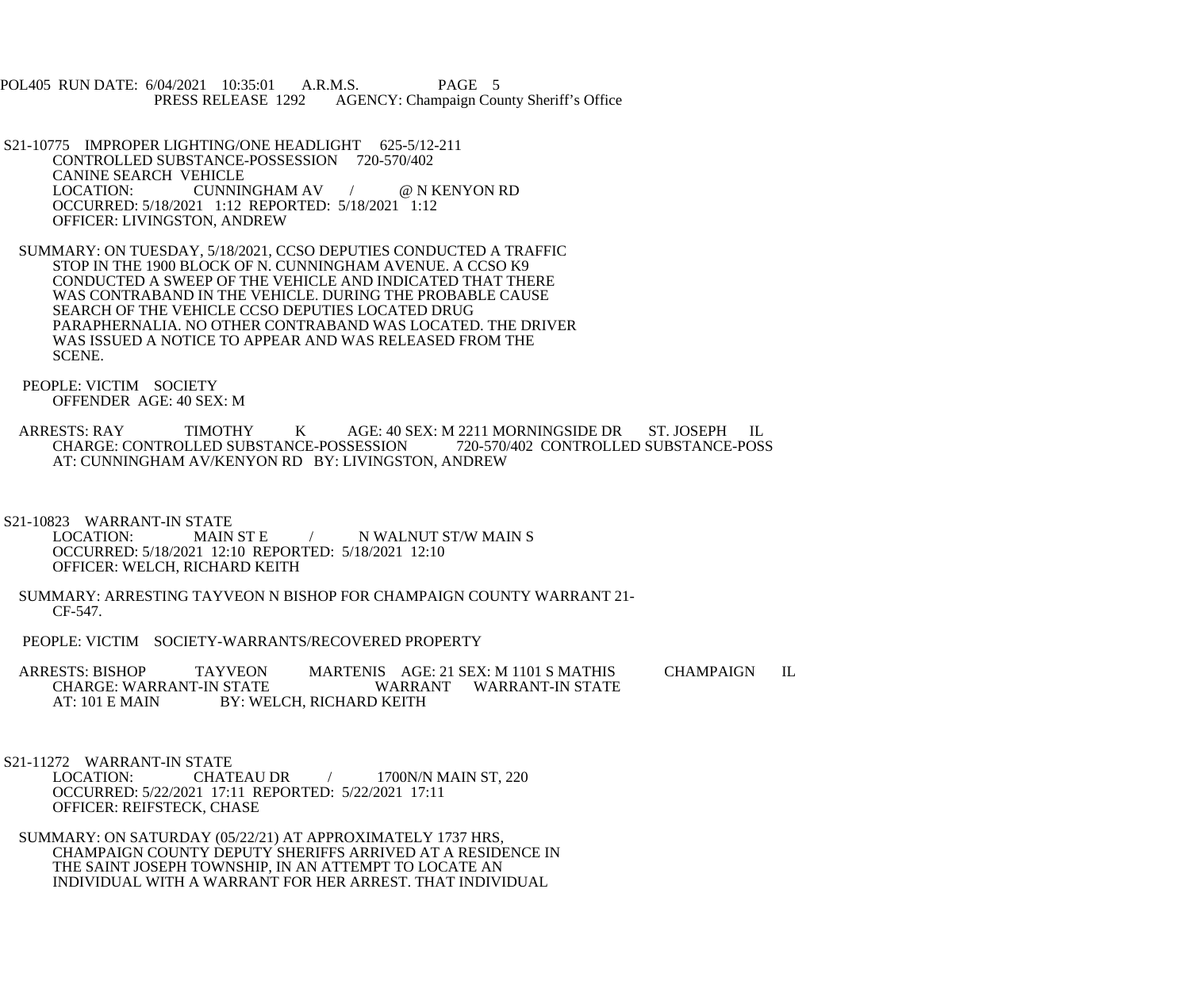S21-10775 IMPROPER LIGHTING/ONE HEADLIGHT 625-5/12-211
CONTROLLED SUBSTANCE-POSSESSION 720-570/402
CANINE SEARCH VEHICLE
LOCATION: CUNNINGHAM AV / @ N KENYON RD
OCCURRED: 5/18/2021 1:12 REPORTED: 5/18/2021 1:12
OFFICER: LIVINGSTON, ANDREW

SUMMARY: ON TUESDAY, 5/18/2021, CCSO DEPUTIES CONDUCTED A TRAFFIC STOP IN THE 1900 BLOCK OF N. CUNNINGHAM AVENUE. A CCSO K9 CONDUCTED A SWEEP OF THE VEHICLE AND INDICATED THAT THERE WAS CONTRABAND IN THE VEHICLE. DURING THE PROBABLE CAUSE SEARCH OF THE VEHICLE CCSO DEPUTIES LOCATED DRUG PARAPHERNALIA. NO OTHER CONTRABAND WAS LOCATED. THE DRIVER WAS ISSUED A NOTICE TO APPEAR AND WAS RELEASED FROM THE SCENE.

PEOPLE: VICTIM SOCIETY
OFFENDER AGE: 40 SEX: M

ARRESTS: RAY TIMOTHY K AGE: 40 SEX: M 2211 MORNINGSIDE DR ST. JOSEPH IL
CHARGE: CONTROLLED SUBSTANCE-POSSESSION 720-570/402 CONTROLLED SUBSTANCE-POSS
AT: CUNNINGHAM AV/KENYON RD BY: LIVINGSTON, ANDREW

S21-10823 WARRANT-IN STATE
LOCATION: MAIN ST E / N WALNUT ST/W MAIN S
OCCURRED: 5/18/2021 12:10 REPORTED: 5/18/2021 12:10
OFFICER: WELCH, RICHARD KEITH

SUMMARY: ARRESTING TAYVEON N BISHOP FOR CHAMPAIGN COUNTY WARRANT 21-CF-547.

PEOPLE: VICTIM SOCIETY-WARRANTS/RECOVERED PROPERTY

ARRESTS: BISHOP TAYVEON MARTENIS AGE: 21 SEX: M 1101 S MATHIS CHAMPAIGN IL
CHARGE: WARRANT-IN STATE WARRANT WARRANT-IN STATE
AT: 101 E MAIN BY: WELCH, RICHARD KEITH

S21-11272 WARRANT-IN STATE
LOCATION: CHATEAU DR / 1700N/N MAIN ST, 220
OCCURRED: 5/22/2021 17:11 REPORTED: 5/22/2021 17:11
OFFICER: REIFSTECK, CHASE

SUMMARY: ON SATURDAY (05/22/21) AT APPROXIMATELY 1737 HRS, CHAMPAIGN COUNTY DEPUTY SHERIFFS ARRIVED AT A RESIDENCE IN THE SAINT JOSEPH TOWNSHIP, IN AN ATTEMPT TO LOCATE AN INDIVIDUAL WITH A WARRANT FOR HER ARREST. THAT INDIVIDUAL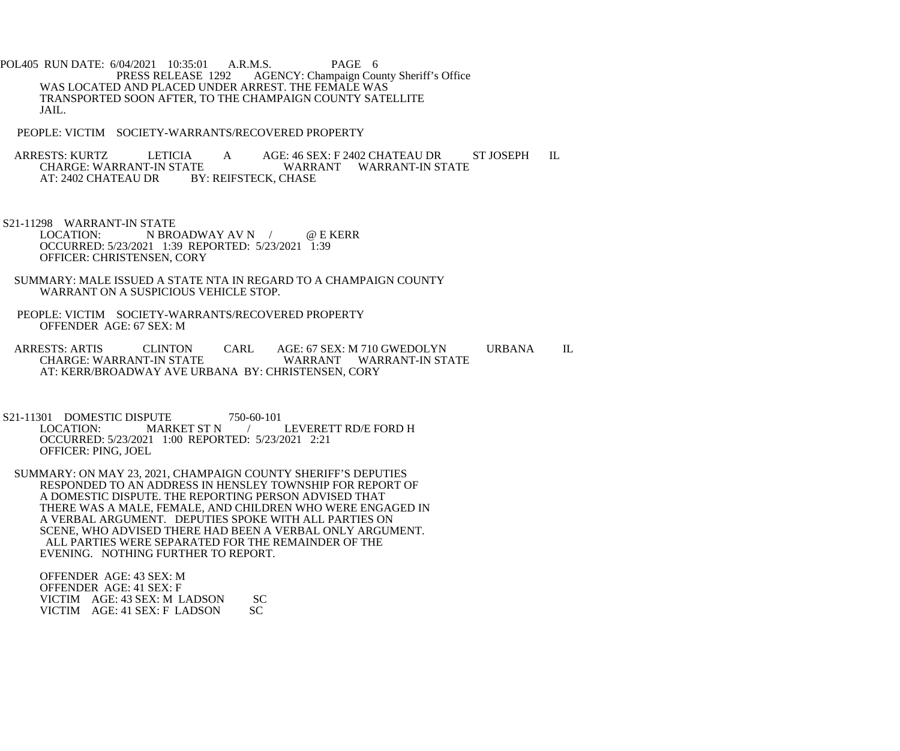WAS LOCATED AND PLACED UNDER ARREST. THE FEMALE WAS TRANSPORTED SOON AFTER, TO THE CHAMPAIGN COUNTY SATELLITE JAIL.

PEOPLE: VICTIM SOCIETY-WARRANTS/RECOVERED PROPERTY

ARRESTS: KURTZ LETICIA A AGE: 46 SEX: F 2402 CHATEAU DR ST JOSEPH IL
CHARGE: WARRANT-IN STATE WARRANT WARRANT-IN STATE
AT: 2402 CHATEAU DR BY: REIFSTECK, CHASE

S21-11298 WARRANT-IN STATE
LOCATION: N BROADWAY AV N / @ E KERR
OCCURRED: 5/23/2021 1:39 REPORTED: 5/23/2021 1:39
OFFICER: CHRISTENSEN, CORY

SUMMARY: MALE ISSUED A STATE NTA IN REGARD TO A CHAMPAIGN COUNTY WARRANT ON A SUSPICIOUS VEHICLE STOP.

PEOPLE: VICTIM SOCIETY-WARRANTS/RECOVERED PROPERTY
OFFENDER AGE: 67 SEX: M

ARRESTS: ARTIS CLINTON CARL AGE: 67 SEX: M 710 GWEDOLYN URBANA IL
CHARGE: WARRANT-IN STATE WARRANT WARRANT-IN STATE
AT: KERR/BROADWAY AVE URBANA BY: CHRISTENSEN, CORY

S21-11301 DOMESTIC DISPUTE 750-60-101
LOCATION: MARKET ST N / LEVERETT RD/E FORD H
OCCURRED: 5/23/2021 1:00 REPORTED: 5/23/2021 2:21
OFFICER: PING, JOEL

SUMMARY: ON MAY 23, 2021, CHAMPAIGN COUNTY SHERIFF'S DEPUTIES RESPONDED TO AN ADDRESS IN HENSLEY TOWNSHIP FOR REPORT OF A DOMESTIC DISPUTE. THE REPORTING PERSON ADVISED THAT THERE WAS A MALE, FEMALE, AND CHILDREN WHO WERE ENGAGED IN A VERBAL ARGUMENT. DEPUTIES SPOKE WITH ALL PARTIES ON SCENE, WHO ADVISED THERE HAD BEEN A VERBAL ONLY ARGUMENT. ALL PARTIES WERE SEPARATED FOR THE REMAINDER OF THE EVENING. NOTHING FURTHER TO REPORT.

OFFENDER AGE: 43 SEX: M
OFFENDER AGE: 41 SEX: F
VICTIM AGE: 43 SEX: M LADSON SC
VICTIM AGE: 41 SEX: F LADSON SC